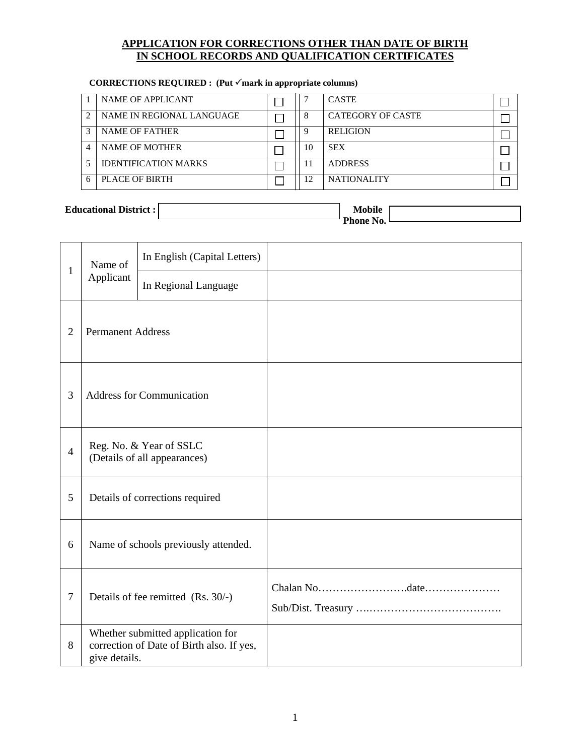## APPLICATION FOR CORRECTIONS OTHER THAN DATE OF BIRTH IN SCHOOL RECORDS AND QUALIFICATION CERTIFICATES

**CORRECTIONS REQUIRED : (Put ✓mark in appropriate columns)**

| | | | | | |
|---|---|---|---|---|---|
| 1 | NAME OF APPLICANT | ☐ | 7 | CASTE | ☐ |
| 2 | NAME IN REGIONAL LANGUAGE | ☐ | 8 | CATEGORY OF CASTE | ☐ |
| 3 | NAME OF FATHER | ☐ | 9 | RELIGION | ☐ |
| 4 | NAME OF MOTHER | ☐ | 10 | SEX | ☐ |
| 5 | IDENTIFICATION MARKS | ☐ | 11 | ADDRESS | ☐ |
| 6 | PLACE OF BIRTH | ☐ | 12 | NATIONALITY | ☐ |

**Educational District :** ____________________ **Mobile Phone No.** ____________________

| | | | |
|---|---|---|---|
| 1 | Name of Applicant | In English (Capital Letters) | |
| | | In Regional Language | |
| 2 | Permanent Address | | |
| 3 | Address for Communication | | |
| 4 | Reg. No. & Year of SSLC (Details of all appearances) | | |
| 5 | Details of corrections required | | |
| 6 | Name of schools previously attended. | | |
| 7 | Details of fee remitted (Rs. 30/-) | | Chalan No…………………….date………………… Sub/Dist. Treasury …..………………………………. |
| 8 | Whether submitted application for correction of Date of Birth also. If yes, give details. | | |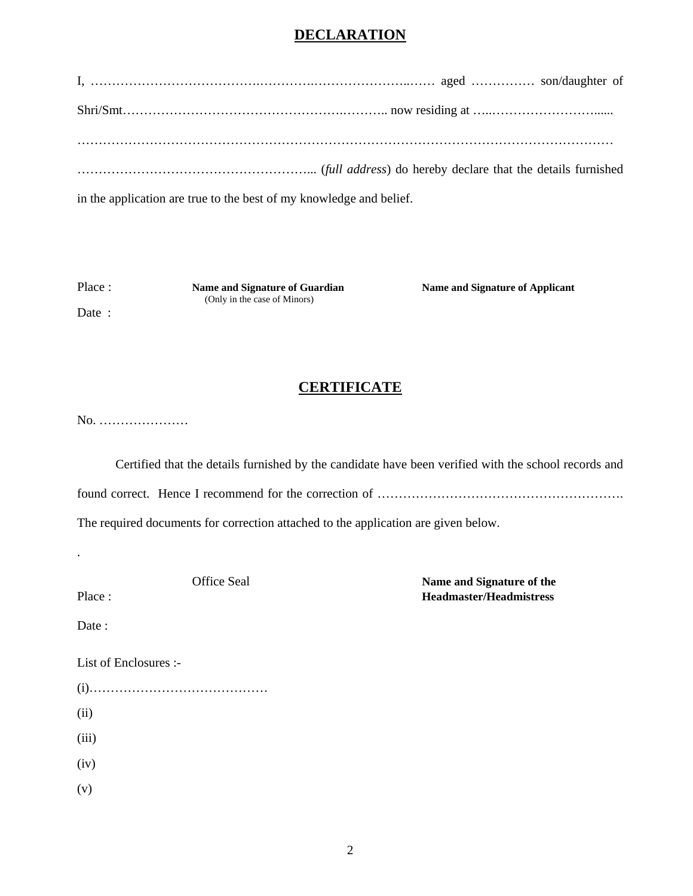# DECLARATION

I, ……………………………….………….……………………..…… aged …………… son/daughter of Shri/Smt…………………………………………….……….. now residing at …..…………………….....
……………………………………………………………………………………………………………
……………………………………………….. (*full address*) do hereby declare that the details furnished in the application are true to the best of my knowledge and belief.

Place :

Date :

**Name and Signature of Guardian**
(Only in the case of Minors)

**Name and Signature of Applicant**

# CERTIFICATE

No. …………………

Certified that the details furnished by the candidate have been verified with the school records and found correct. Hence I recommend for the correction of …………………………………………………. The required documents for correction attached to the application are given below.

.

Office Seal

Place :

Date :

**Name and Signature of the Headmaster/Headmistress**

List of Enclosures :-

(i)……………………………………

(ii)

(iii)

(iv)

(v)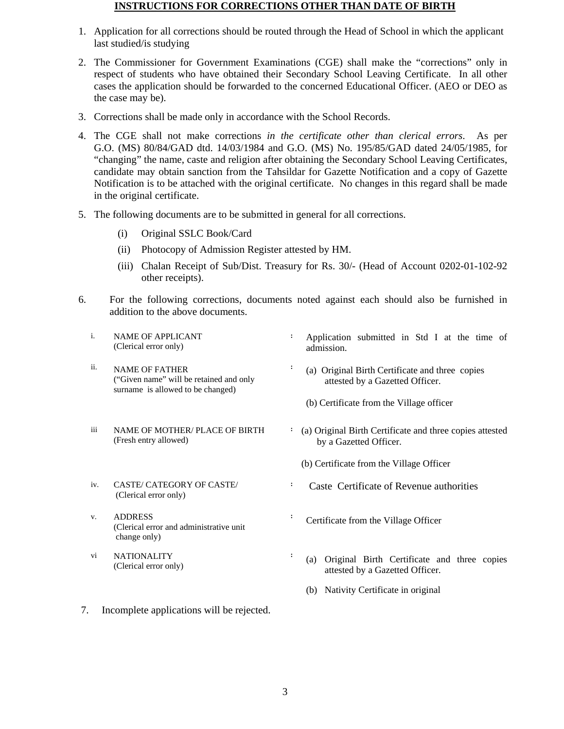## INSTRUCTIONS FOR CORRECTIONS OTHER THAN DATE OF BIRTH

1. Application for all corrections should be routed through the Head of School in which the applicant last studied/is studying
2. The Commissioner for Government Examinations (CGE) shall make the "corrections" only in respect of students who have obtained their Secondary School Leaving Certificate. In all other cases the application should be forwarded to the concerned Educational Officer. (AEO or DEO as the case may be).
3. Corrections shall be made only in accordance with the School Records.
4. The CGE shall not make corrections *in the certificate other than clerical errors*. As per G.O. (MS) 80/84/GAD dtd. 14/03/1984 and G.O. (MS) No. 195/85/GAD dated 24/05/1985, for "changing" the name, caste and religion after obtaining the Secondary School Leaving Certificates, candidate may obtain sanction from the Tahsildar for Gazette Notification and a copy of Gazette Notification is to be attached with the original certificate. No changes in this regard shall be made in the original certificate.
5. The following documents are to be submitted in general for all corrections.
   - (i) Original SSLC Book/Card
   - (ii) Photocopy of Admission Register attested by HM.
   - (iii) Chalan Receipt of Sub/Dist. Treasury for Rs. 30/- (Head of Account 0202-01-102-92 other receipts).
6. For the following corrections, documents noted against each should also be furnished in addition to the above documents.

| | | | |
|---|---|---|---|
| i. | NAME OF APPLICANT (Clerical error only) | : | Application submitted in Std I at the time of admission. |
| ii. | NAME OF FATHER ("Given name" will be retained and only surname is allowed to be changed) | : | (a) Original Birth Certificate and three copies attested by a Gazetted Officer. (b) Certificate from the Village officer |
| iii | NAME OF MOTHER/ PLACE OF BIRTH (Fresh entry allowed) | : | (a) Original Birth Certificate and three copies attested by a Gazetted Officer. (b) Certificate from the Village Officer |
| iv. | CASTE/ CATEGORY OF CASTE/ (Clerical error only) | : | Caste Certificate of Revenue authorities |
| v. | ADDRESS (Clerical error and administrative unit change only) | : | Certificate from the Village Officer |
| vi | NATIONALITY (Clerical error only) | : | (a) Original Birth Certificate and three copies attested by a Gazetted Officer. (b) Nativity Certificate in original |

7. Incomplete applications will be rejected.